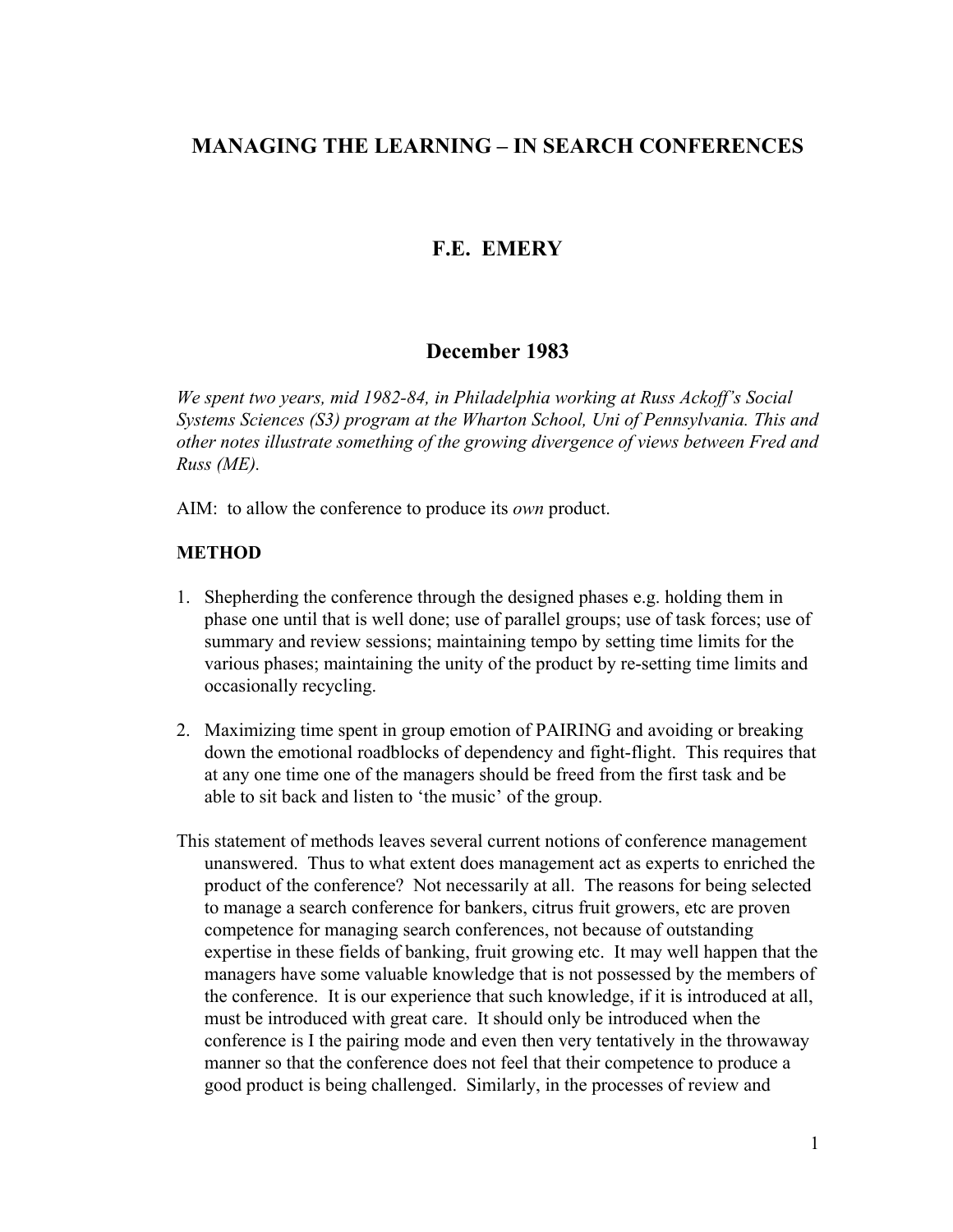# MANAGING THE LEARNING – IN SEARCH CONFERENCES

## F.E. EMERY

## December 1983

*We spent two years, mid 1982-84, in Philadelphia working at Russ Ackoff's Social Systems Sciences (S3) program at the Wharton School, Uni of Pennsylvania. This and other notes illustrate something of the growing divergence of views between Fred and Russ (ME).*

AIM: to allow the conference to produce its *own* product.

**METHOD**

1. Shepherding the conference through the designed phases e.g. holding them in phase one until that is well done; use of parallel groups; use of task forces; use of summary and review sessions; maintaining tempo by setting time limits for the various phases; maintaining the unity of the product by re-setting time limits and occasionally recycling.

2. Maximizing time spent in group emotion of PAIRING and avoiding or breaking down the emotional roadblocks of dependency and fight-flight. This requires that at any one time one of the managers should be freed from the first task and be able to sit back and listen to 'the music' of the group.

This statement of methods leaves several current notions of conference management unanswered. Thus to what extent does management act as experts to enriched the product of the conference? Not necessarily at all. The reasons for being selected to manage a search conference for bankers, citrus fruit growers, etc are proven competence for managing search conferences, not because of outstanding expertise in these fields of banking, fruit growing etc. It may well happen that the managers have some valuable knowledge that is not possessed by the members of the conference. It is our experience that such knowledge, if it is introduced at all, must be introduced with great care. It should only be introduced when the conference is I the pairing mode and even then very tentatively in the throwaway manner so that the conference does not feel that their competence to produce a good product is being challenged. Similarly, in the processes of review and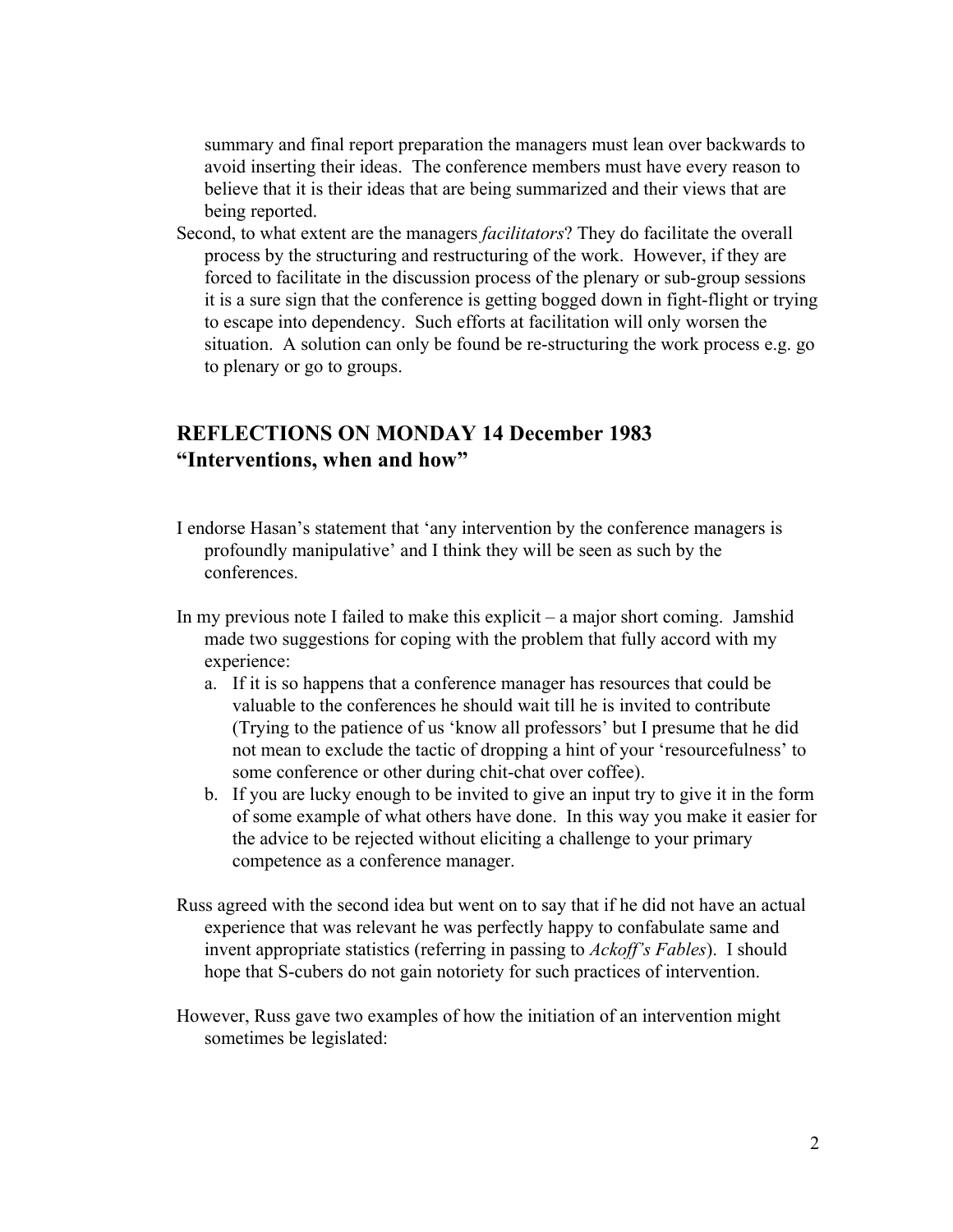summary and final report preparation the managers must lean over backwards to avoid inserting their ideas. The conference members must have every reason to believe that it is their ideas that are being summarized and their views that are being reported.

Second, to what extent are the managers *facilitators*? They do facilitate the overall process by the structuring and restructuring of the work. However, if they are forced to facilitate in the discussion process of the plenary or sub-group sessions it is a sure sign that the conference is getting bogged down in fight-flight or trying to escape into dependency. Such efforts at facilitation will only worsen the situation. A solution can only be found be re-structuring the work process e.g. go to plenary or go to groups.

## REFLECTIONS ON MONDAY 14 December 1983
## "Interventions, when and how"

I endorse Hasan's statement that 'any intervention by the conference managers is profoundly manipulative' and I think they will be seen as such by the conferences.

In my previous note I failed to make this explicit – a major short coming. Jamshid made two suggestions for coping with the problem that fully accord with my experience:

a. If it is so happens that a conference manager has resources that could be valuable to the conferences he should wait till he is invited to contribute (Trying to the patience of us 'know all professors' but I presume that he did not mean to exclude the tactic of dropping a hint of your 'resourcefulness' to some conference or other during chit-chat over coffee).
b. If you are lucky enough to be invited to give an input try to give it in the form of some example of what others have done. In this way you make it easier for the advice to be rejected without eliciting a challenge to your primary competence as a conference manager.

Russ agreed with the second idea but went on to say that if he did not have an actual experience that was relevant he was perfectly happy to confabulate same and invent appropriate statistics (referring in passing to *Ackoff's Fables*). I should hope that S-cubers do not gain notoriety for such practices of intervention.

However, Russ gave two examples of how the initiation of an intervention might sometimes be legislated: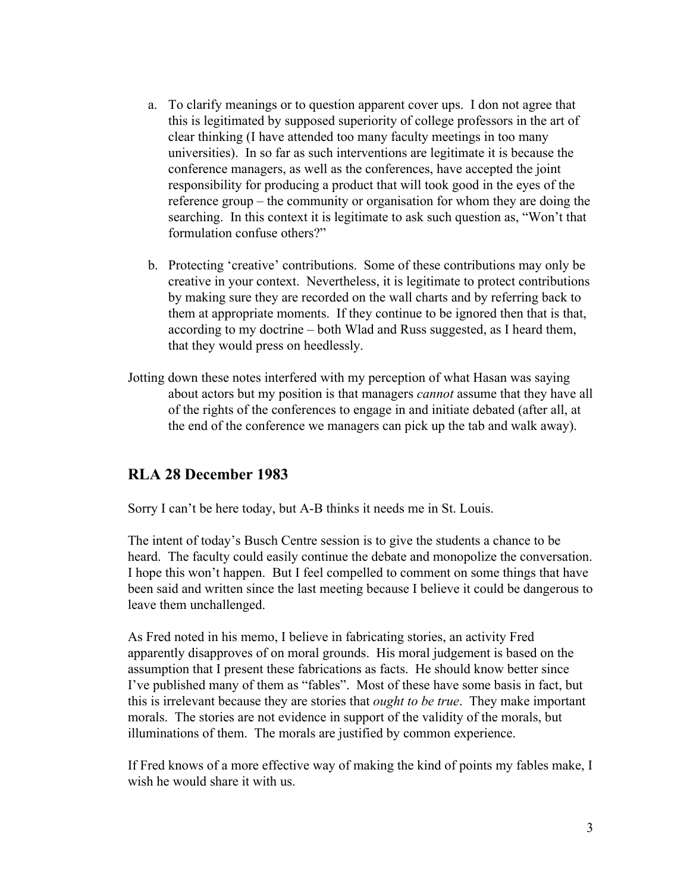a. To clarify meanings or to question apparent cover ups. I don not agree that this is legitimated by supposed superiority of college professors in the art of clear thinking (I have attended too many faculty meetings in too many universities). In so far as such interventions are legitimate it is because the conference managers, as well as the conferences, have accepted the joint responsibility for producing a product that will took good in the eyes of the reference group – the community or organisation for whom they are doing the searching. In this context it is legitimate to ask such question as, "Won't that formulation confuse others?"

b. Protecting 'creative' contributions. Some of these contributions may only be creative in your context. Nevertheless, it is legitimate to protect contributions by making sure they are recorded on the wall charts and by referring back to them at appropriate moments. If they continue to be ignored then that is that, according to my doctrine – both Wlad and Russ suggested, as I heard them, that they would press on heedlessly.

Jotting down these notes interfered with my perception of what Hasan was saying about actors but my position is that managers *cannot* assume that they have all of the rights of the conferences to engage in and initiate debated (after all, at the end of the conference we managers can pick up the tab and walk away).

## RLA 28 December 1983

Sorry I can't be here today, but A-B thinks it needs me in St. Louis.

The intent of today's Busch Centre session is to give the students a chance to be heard. The faculty could easily continue the debate and monopolize the conversation. I hope this won't happen. But I feel compelled to comment on some things that have been said and written since the last meeting because I believe it could be dangerous to leave them unchallenged.

As Fred noted in his memo, I believe in fabricating stories, an activity Fred apparently disapproves of on moral grounds. His moral judgement is based on the assumption that I present these fabrications as facts. He should know better since I've published many of them as "fables". Most of these have some basis in fact, but this is irrelevant because they are stories that *ought to be true*. They make important morals. The stories are not evidence in support of the validity of the morals, but illuminations of them. The morals are justified by common experience.

If Fred knows of a more effective way of making the kind of points my fables make, I wish he would share it with us.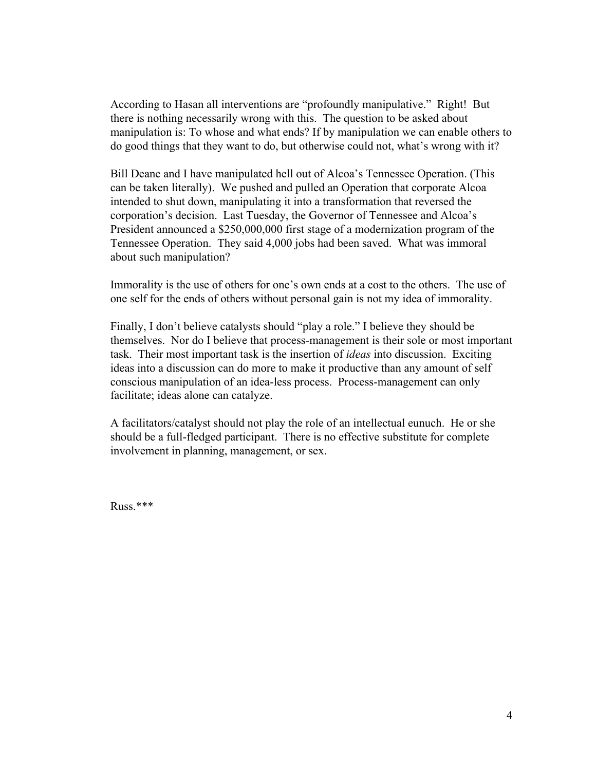According to Hasan all interventions are "profoundly manipulative." Right! But there is nothing necessarily wrong with this. The question to be asked about manipulation is: To whose and what ends? If by manipulation we can enable others to do good things that they want to do, but otherwise could not, what's wrong with it?

Bill Deane and I have manipulated hell out of Alcoa's Tennessee Operation. (This can be taken literally). We pushed and pulled an Operation that corporate Alcoa intended to shut down, manipulating it into a transformation that reversed the corporation's decision. Last Tuesday, the Governor of Tennessee and Alcoa's President announced a $250,000,000 first stage of a modernization program of the Tennessee Operation. They said 4,000 jobs had been saved. What was immoral about such manipulation?

Immorality is the use of others for one's own ends at a cost to the others. The use of one self for the ends of others without personal gain is not my idea of immorality.

Finally, I don't believe catalysts should "play a role." I believe they should be themselves. Nor do I believe that process-management is their sole or most important task. Their most important task is the insertion of *ideas* into discussion. Exciting ideas into a discussion can do more to make it productive than any amount of self conscious manipulation of an idea-less process. Process-management can only facilitate; ideas alone can catalyze.

A facilitators/catalyst should not play the role of an intellectual eunuch. He or she should be a full-fledged participant. There is no effective substitute for complete involvement in planning, management, or sex.

Russ.***